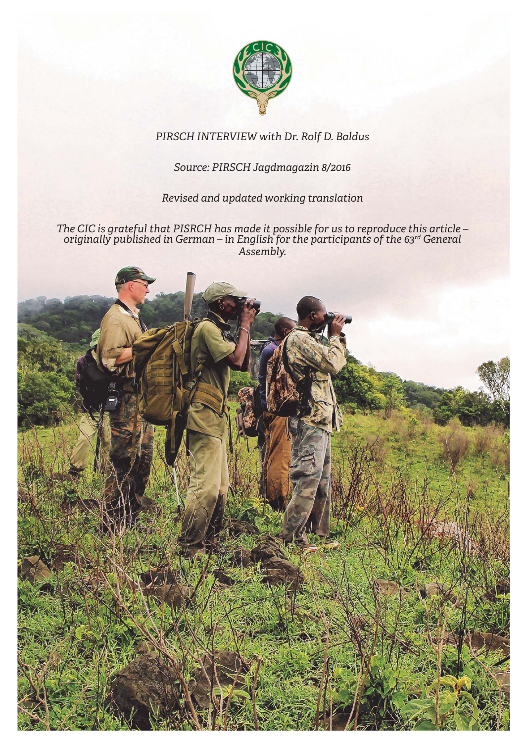*PIRSCH INTERVIEW with Dr. Rolf D. Baldus*

*Source: PIRSCH Jagdmagazin 8/2016*

*Revised and updated working translation*

*The CIC is grateful that PISRCH has made it possible for us to reproduce this article – originally published in German – in English for the participants of the 63rd General Assembly.*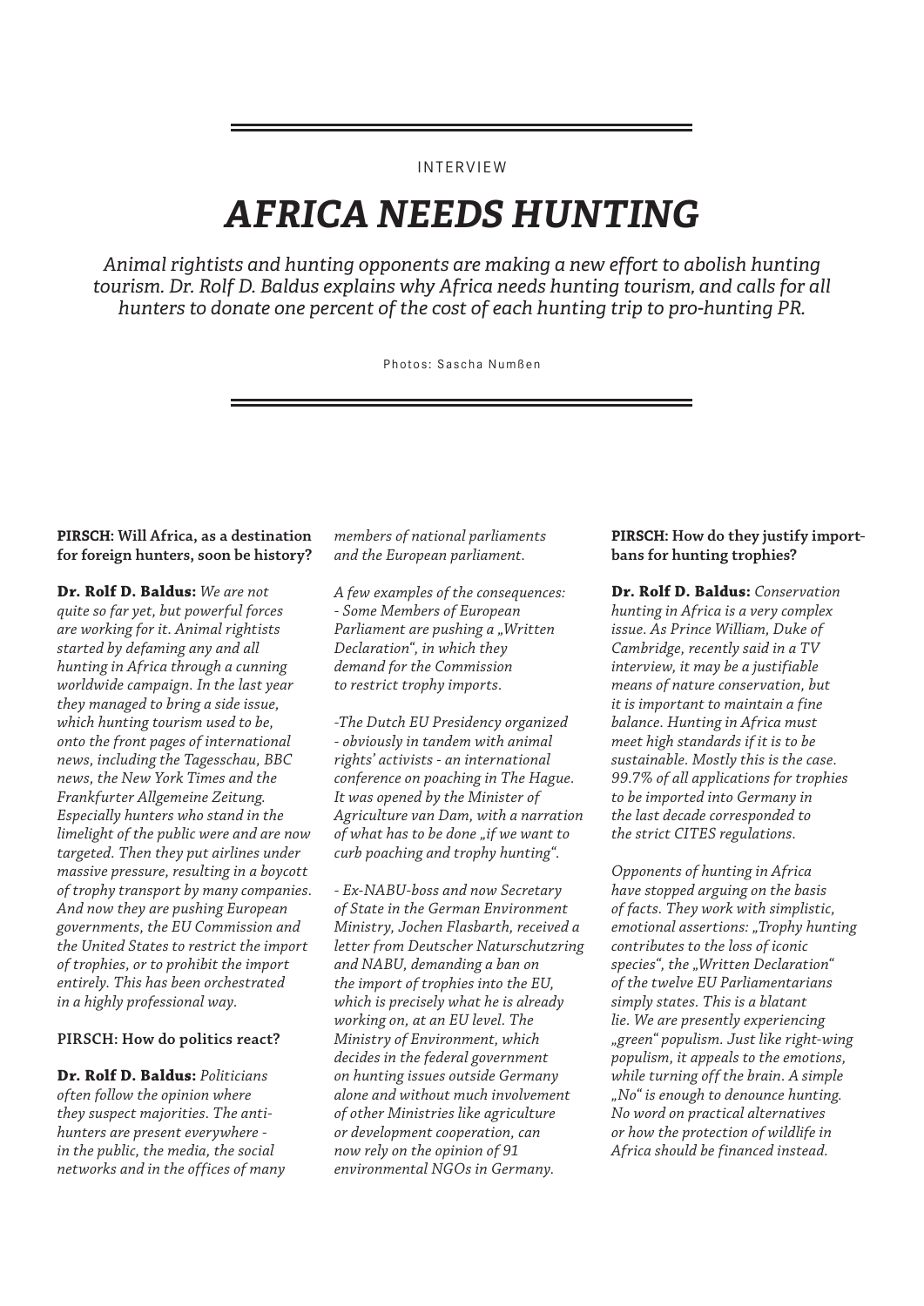INTERVIEW

# AFRICA NEEDS HUNTING

*Animal rightists and hunting opponents are making a new effort to abolish hunting tourism. Dr. Rolf D. Baldus explains why Africa needs hunting tourism, and calls for all hunters to donate one percent of the cost of each hunting trip to pro-hunting PR.*

Photos: Sascha Numßen

**PIRSCH: Will Africa, as a destination for foreign hunters, soon be history?**

**Dr. Rolf D. Baldus:** *We are not quite so far yet, but powerful forces are working for it. Animal rightists started by defaming any and all hunting in Africa through a cunning worldwide campaign. In the last year they managed to bring a side issue, which hunting tourism used to be, onto the front pages of international news, including the Tagesschau, BBC news, the New York Times and the Frankfurter Allgemeine Zeitung. Especially hunters who stand in the limelight of the public were and are now targeted. Then they put airlines under massive pressure, resulting in a boycott of trophy transport by many companies. And now they are pushing European governments, the EU Commission and the United States to restrict the import of trophies, or to prohibit the import entirely. This has been orchestrated in a highly professional way.*

**PIRSCH: How do politics react?**

**Dr. Rolf D. Baldus:** *Politicians often follow the opinion where they suspect majorities. The anti-hunters are present everywhere - in the public, the media, the social networks and in the offices of many members of national parliaments and the European parliament.*

*A few examples of the consequences:*
*- Some Members of European Parliament are pushing a „Written Declaration“, in which they demand for the Commission to restrict trophy imports.*

*-The Dutch EU Presidency organized - obviously in tandem with animal rights' activists - an international conference on poaching in The Hague. It was opened by the Minister of Agriculture van Dam, with a narration of what has to be done „if we want to curb poaching and trophy hunting“.*

*- Ex-NABU-boss and now Secretary of State in the German Environment Ministry, Jochen Flasbarth, received a letter from Deutscher Naturschutzring and NABU, demanding a ban on the import of trophies into the EU, which is precisely what he is already working on, at an EU level. The Ministry of Environment, which decides in the federal government on hunting issues outside Germany alone and without much involvement of other Ministries like agriculture or development cooperation, can now rely on the opinion of 91 environmental NGOs in Germany.*

**PIRSCH: How do they justify import-bans for hunting trophies?**

**Dr. Rolf D. Baldus:** *Conservation hunting in Africa is a very complex issue. As Prince William, Duke of Cambridge, recently said in a TV interview, it may be a justifiable means of nature conservation, but it is important to maintain a fine balance. Hunting in Africa must meet high standards if it is to be sustainable. Mostly this is the case. 99.7% of all applications for trophies to be imported into Germany in the last decade corresponded to the strict CITES regulations.*

*Opponents of hunting in Africa have stopped arguing on the basis of facts. They work with simplistic, emotional assertions: „Trophy hunting contributes to the loss of iconic species“, the „Written Declaration“ of the twelve EU Parliamentarians simply states. This is a blatant lie. We are presently experiencing „green“ populism. Just like right-wing populism, it appeals to the emotions, while turning off the brain. A simple „No“ is enough to denounce hunting. No word on practical alternatives or how the protection of wildlife in Africa should be financed instead.*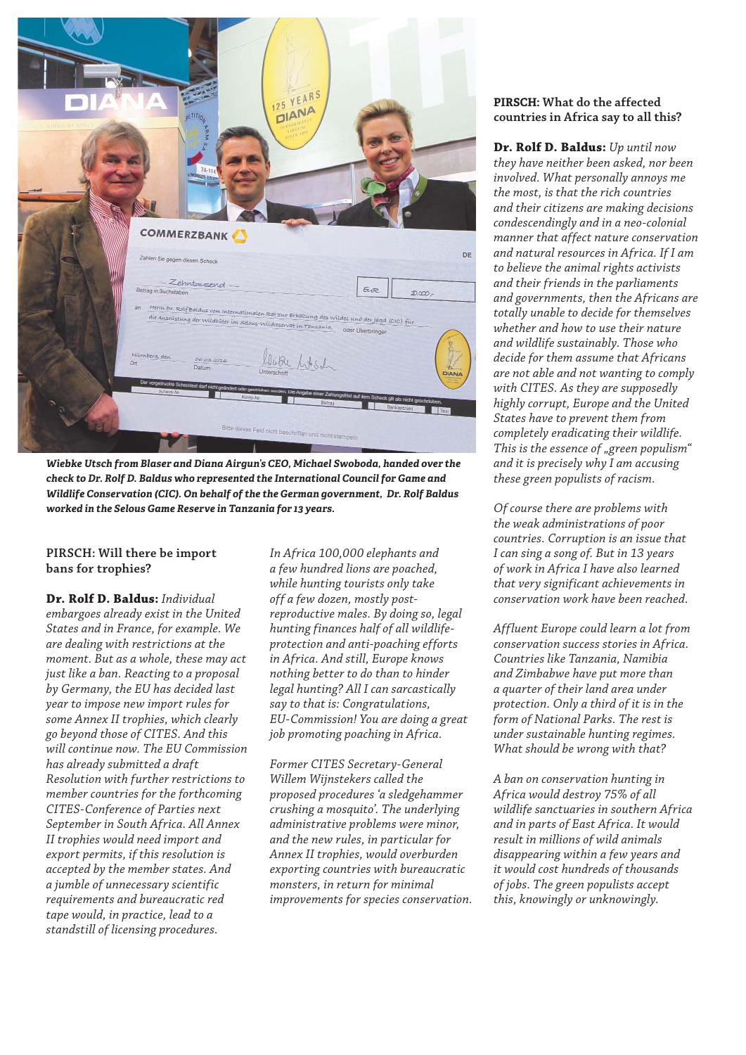*Wiebke Utsch from Blaser and Diana Airgun's CEO, Michael Swoboda, handed over the check to Dr. Rolf D. Baldus who represented the International Council for Game and Wildlife Conservation (CIC). On behalf of the the German government, Dr. Rolf Baldus worked in the Selous Game Reserve in Tanzania for 13 years.*

**PIRSCH: Will there be import bans for trophies?**

**Dr. Rolf D. Baldus:** *Individual embargoes already exist in the United States and in France, for example. We are dealing with restrictions at the moment. But as a whole, these may act just like a ban. Reacting to a proposal by Germany, the EU has decided last year to impose new import rules for some Annex II trophies, which clearly go beyond those of CITES. And this will continue now. The EU Commission has already submitted a draft Resolution with further restrictions to member countries for the forthcoming CITES-Conference of Parties next September in South Africa. All Annex II trophies would need import and export permits, if this resolution is accepted by the member states. And a jumble of unnecessary scientific requirements and bureaucratic red tape would, in practice, lead to a standstill of licensing procedures.*

*In Africa 100,000 elephants and a few hundred lions are poached, while hunting tourists only take off a few dozen, mostly post-reproductive males. By doing so, legal hunting finances half of all wildlife-protection and anti-poaching efforts in Africa. And still, Europe knows nothing better to do than to hinder legal hunting? All I can sarcastically say to that is: Congratulations, EU-Commission! You are doing a great job promoting poaching in Africa.*

*Former CITES Secretary-General Willem Wijnstekers called the proposed procedures 'a sledgehammer crushing a mosquito'. The underlying administrative problems were minor, and the new rules, in particular for Annex II trophies, would overburden exporting countries with bureaucratic monsters, in return for minimal improvements for species conservation.*

**PIRSCH: What do the affected countries in Africa say to all this?**

**Dr. Rolf D. Baldus:** *Up until now they have neither been asked, nor been involved. What personally annoys me the most, is that the rich countries and their citizens are making decisions condescendingly and in a neo-colonial manner that affect nature conservation and natural resources in Africa. If I am to believe the animal rights activists and their friends in the parliaments and governments, then the Africans are totally unable to decide for themselves whether and how to use their nature and wildlife sustainably. Those who decide for them assume that Africans are not able and not wanting to comply with CITES. As they are supposedly highly corrupt, Europe and the United States have to prevent them from completely eradicating their wildlife. This is the essence of „green populism" and it is precisely why I am accusing these green populists of racism.*

*Of course there are problems with the weak administrations of poor countries. Corruption is an issue that I can sing a song of. But in 13 years of work in Africa I have also learned that very significant achievements in conservation work have been reached.*

*Affluent Europe could learn a lot from conservation success stories in Africa. Countries like Tanzania, Namibia and Zimbabwe have put more than a quarter of their land area under protection. Only a third of it is in the form of National Parks. The rest is under sustainable hunting regimes. What should be wrong with that?*

*A ban on conservation hunting in Africa would destroy 75% of all wildlife sanctuaries in southern Africa and in parts of East Africa. It would result in millions of wild animals disappearing within a few years and it would cost hundreds of thousands of jobs. The green populists accept this, knowingly or unknowingly.*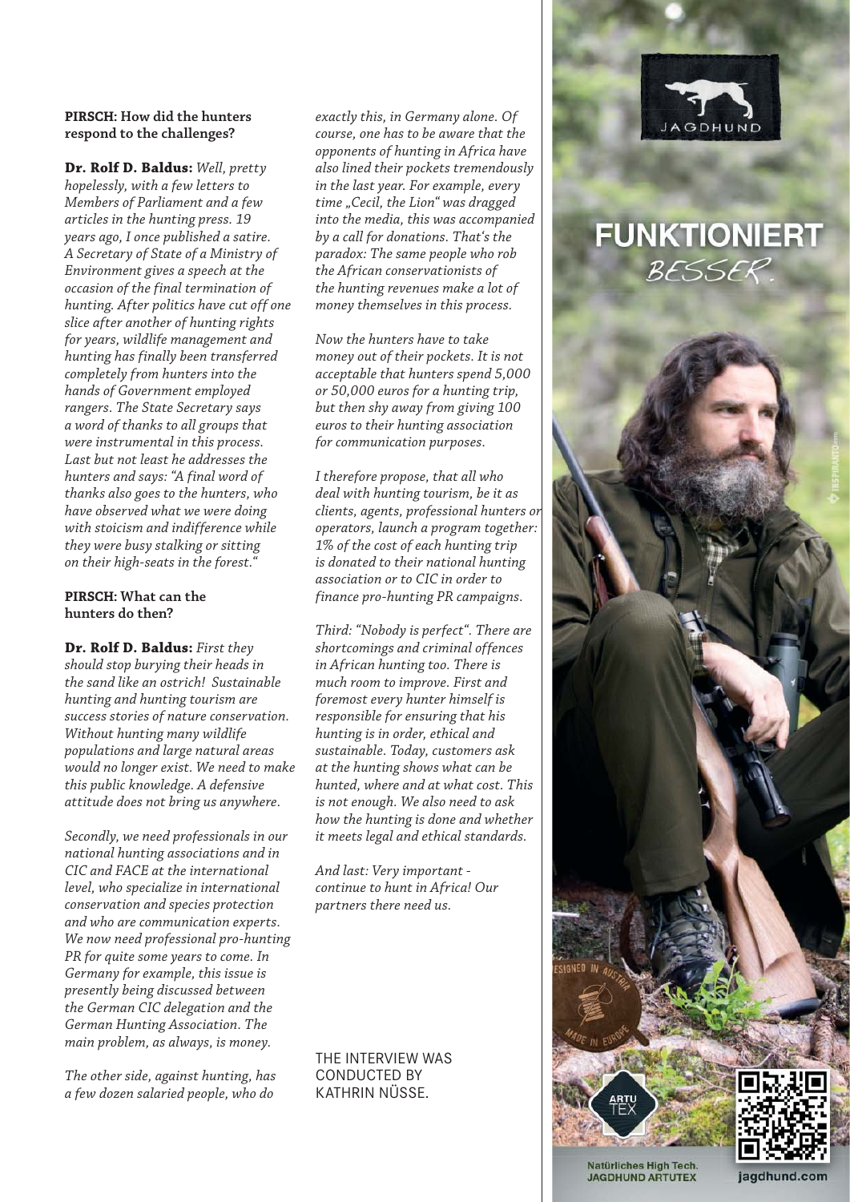**PIRSCH: How did the hunters respond to the challenges?**

**Dr. Rolf D. Baldus:** *Well, pretty hopelessly, with a few letters to Members of Parliament and a few articles in the hunting press. 19 years ago, I once published a satire. A Secretary of State of a Ministry of Environment gives a speech at the occasion of the final termination of hunting. After politics have cut off one slice after another of hunting rights for years, wildlife management and hunting has finally been transferred completely from hunters into the hands of Government employed rangers. The State Secretary says a word of thanks to all groups that were instrumental in this process. Last but not least he addresses the hunters and says: "A final word of thanks also goes to the hunters, who have observed what we were doing with stoicism and indifference while they were busy stalking or sitting on their high-seats in the forest."*

**PIRSCH: What can the hunters do then?**

**Dr. Rolf D. Baldus:** *First they should stop burying their heads in the sand like an ostrich! Sustainable hunting and hunting tourism are success stories of nature conservation. Without hunting many wildlife populations and large natural areas would no longer exist. We need to make this public knowledge. A defensive attitude does not bring us anywhere.*

*Secondly, we need professionals in our national hunting associations and in CIC and FACE at the international level, who specialize in international conservation and species protection and who are communication experts. We now need professional pro-hunting PR for quite some years to come. In Germany for example, this issue is presently being discussed between the German CIC delegation and the German Hunting Association. The main problem, as always, is money.*

*The other side, against hunting, has a few dozen salaried people, who do exactly this, in Germany alone. Of course, one has to be aware that the opponents of hunting in Africa have also lined their pockets tremendously in the last year. For example, every time „Cecil, the Lion" was dragged into the media, this was accompanied by a call for donations. That's the paradox: The same people who rob the African conservationists of the hunting revenues make a lot of money themselves in this process.*

*Now the hunters have to take money out of their pockets. It is not acceptable that hunters spend 5,000 or 50,000 euros for a hunting trip, but then shy away from giving 100 euros to their hunting association for communication purposes.*

*I therefore propose, that all who deal with hunting tourism, be it as clients, agents, professional hunters or operators, launch a program together: 1% of the cost of each hunting trip is donated to their national hunting association or to CIC in order to finance pro-hunting PR campaigns.*

*Third: "Nobody is perfect". There are shortcomings and criminal offences in African hunting too. There is much room to improve. First and foremost every hunter himself is responsible for ensuring that his hunting is in order, ethical and sustainable. Today, customers ask at the hunting shows what can be hunted, where and at what cost. This is not enough. We also need to ask how the hunting is done and whether it meets legal and ethical standards.*

*And last: Very important - continue to hunt in Africa! Our partners there need us.*

THE INTERVIEW WAS CONDUCTED BY KATHRIN NÜSSE.

JAGDHUND

FUNKTIONIERT BESSER.

Natürliches High Tech.
JAGDHUND ARTUTEX

jagdhund.com